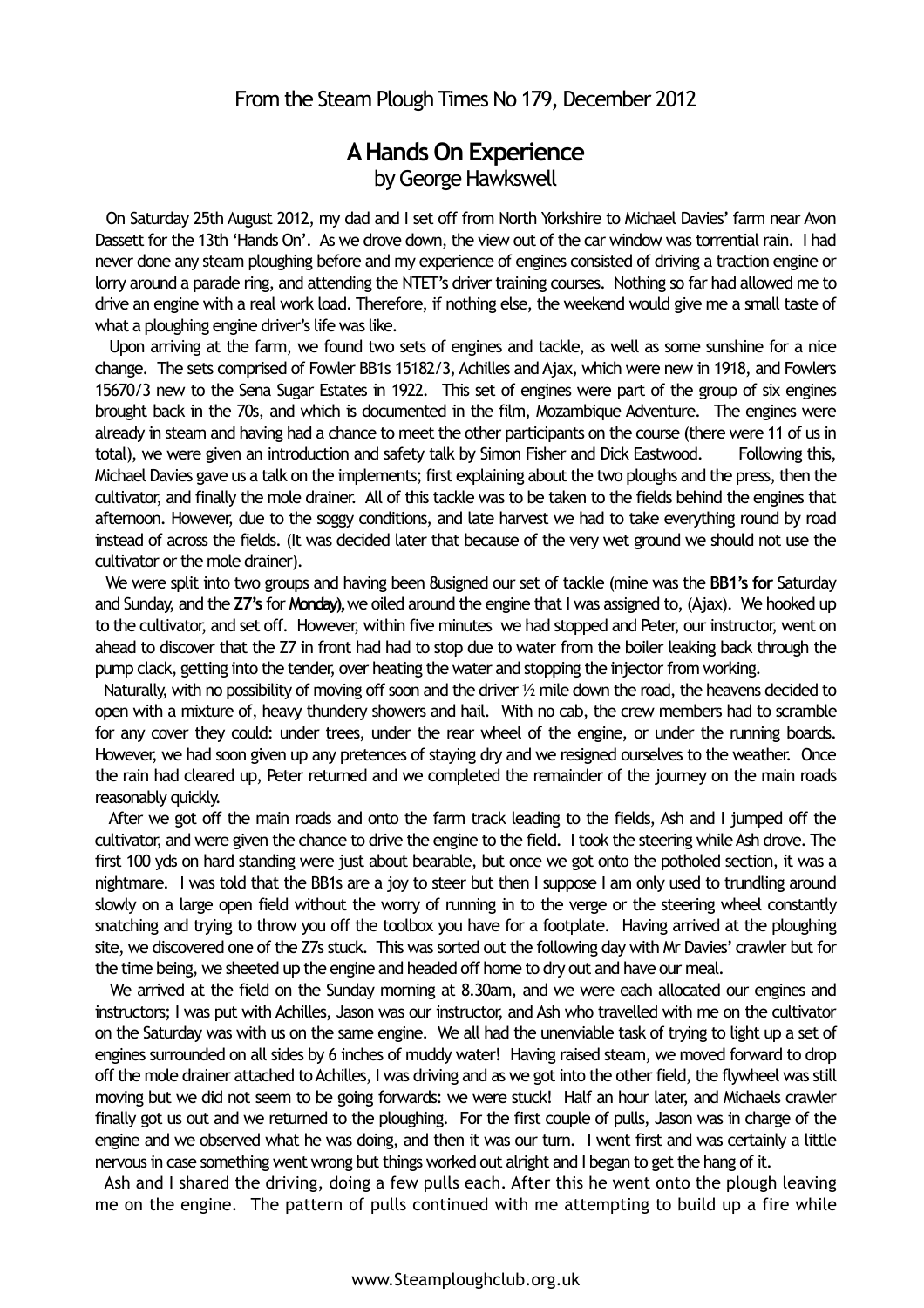From the Steam Plough Times No 179, December 2012

# A Hands On Experience

by George Hawkswell

On Saturday 25th August 2012, my dad and I set off from North Yorkshire to Michael Davies' farm near Avon Dassett for the 13th 'Hands On'. As we drove down, the view out of the car window was torrential rain. I had never done any steam ploughing before and my experience of engines consisted of driving a traction engine or lorry around a parade ring, and attending the NTET's driver training courses. Nothing so far had allowed me to drive an engine with a real work load. Therefore, if nothing else, the weekend would give me a small taste of what a ploughing engine driver's life was like.

Upon arriving at the farm, we found two sets of engines and tackle, as well as some sunshine for a nice change. The sets comprised of Fowler BB1s 15182/3, Achilles and Ajax, which were new in 1918, and Fowlers 15670/3 new to the Sena Sugar Estates in 1922. This set of engines were part of the group of six engines brought back in the 70s, and which is documented in the film, Mozambique Adventure. The engines were already in steam and having had a chance to meet the other participants on the course (there were 11 of us in total), we were given an introduction and safety talk by Simon Fisher and Dick Eastwood. Following this, Michael Davies gave us a talk on the implements; first explaining about the two ploughs and the press, then the cultivator, and finally the mole drainer. All of this tackle was to be taken to the fields behind the engines that afternoon. However, due to the soggy conditions, and late harvest we had to take everything round by road instead of across the fields. (It was decided later that because of the very wet ground we should not use the cultivator or the mole drainer).

We were split into two groups and having been 8usigned our set of tackle (mine was the **BB1's for** Saturday and Sunday, and the **Z7's** for **Monday**), we oiled around the engine that I was assigned to, (Ajax). We hooked up to the cultivator, and set off. However, within five minutes we had stopped and Peter, our instructor, went on ahead to discover that the Z7 in front had had to stop due to water from the boiler leaking back through the pump clack, getting into the tender, over heating the water and stopping the injector from working.

Naturally, with no possibility of moving off soon and the driver ½ mile down the road, the heavens decided to open with a mixture of, heavy thundery showers and hail. With no cab, the crew members had to scramble for any cover they could: under trees, under the rear wheel of the engine, or under the running boards. However, we had soon given up any pretences of staying dry and we resigned ourselves to the weather. Once the rain had cleared up, Peter returned and we completed the remainder of the journey on the main roads reasonably quickly.

After we got off the main roads and onto the farm track leading to the fields, Ash and I jumped off the cultivator, and were given the chance to drive the engine to the field. I took the steering while Ash drove. The first 100 yds on hard standing were just about bearable, but once we got onto the potholed section, it was a nightmare. I was told that the BB1s are a joy to steer but then I suppose I am only used to trundling around slowly on a large open field without the worry of running in to the verge or the steering wheel constantly snatching and trying to throw you off the toolbox you have for a footplate. Having arrived at the ploughing site, we discovered one of the Z7s stuck. This was sorted out the following day with Mr Davies' crawler but for the time being, we sheeted up the engine and headed off home to dry out and have our meal.

We arrived at the field on the Sunday morning at 8.30am, and we were each allocated our engines and instructors; I was put with Achilles, Jason was our instructor, and Ash who travelled with me on the cultivator on the Saturday was with us on the same engine. We all had the unenviable task of trying to light up a set of engines surrounded on all sides by 6 inches of muddy water! Having raised steam, we moved forward to drop off the mole drainer attached to Achilles, I was driving and as we got into the other field, the flywheel was still moving but we did not seem to be going forwards: we were stuck! Half an hour later, and Michaels crawler finally got us out and we returned to the ploughing. For the first couple of pulls, Jason was in charge of the engine and we observed what he was doing, and then it was our turn. I went first and was certainly a little nervous in case something went wrong but things worked out alright and I began to get the hang of it.

Ash and I shared the driving, doing a few pulls each. After this he went onto the plough leaving me on the engine. The pattern of pulls continued with me attempting to build up a fire while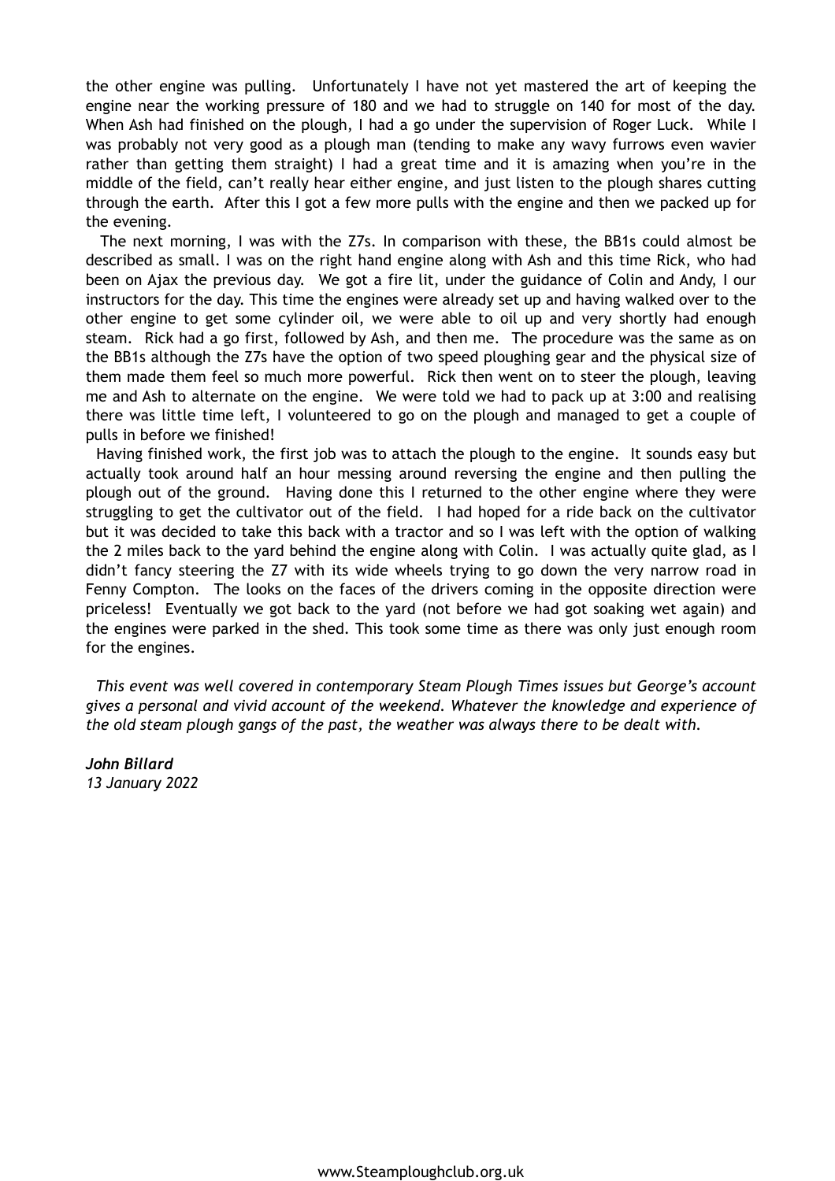the other engine was pulling. Unfortunately I have not yet mastered the art of keeping the engine near the working pressure of 180 and we had to struggle on 140 for most of the day. When Ash had finished on the plough, I had a go under the supervision of Roger Luck. While I was probably not very good as a plough man (tending to make any wavy furrows even wavier rather than getting them straight) I had a great time and it is amazing when you're in the middle of the field, can't really hear either engine, and just listen to the plough shares cutting through the earth. After this I got a few more pulls with the engine and then we packed up for the evening.

The next morning, I was with the Z7s. In comparison with these, the BB1s could almost be described as small. I was on the right hand engine along with Ash and this time Rick, who had been on Ajax the previous day. We got a fire lit, under the guidance of Colin and Andy, I our instructors for the day. This time the engines were already set up and having walked over to the other engine to get some cylinder oil, we were able to oil up and very shortly had enough steam. Rick had a go first, followed by Ash, and then me. The procedure was the same as on the BB1s although the Z7s have the option of two speed ploughing gear and the physical size of them made them feel so much more powerful. Rick then went on to steer the plough, leaving me and Ash to alternate on the engine. We were told we had to pack up at 3:00 and realising there was little time left, I volunteered to go on the plough and managed to get a couple of pulls in before we finished!

Having finished work, the first job was to attach the plough to the engine. It sounds easy but actually took around half an hour messing around reversing the engine and then pulling the plough out of the ground. Having done this I returned to the other engine where they were struggling to get the cultivator out of the field. I had hoped for a ride back on the cultivator but it was decided to take this back with a tractor and so I was left with the option of walking the 2 miles back to the yard behind the engine along with Colin. I was actually quite glad, as I didn't fancy steering the Z7 with its wide wheels trying to go down the very narrow road in Fenny Compton. The looks on the faces of the drivers coming in the opposite direction were priceless! Eventually we got back to the yard (not before we had got soaking wet again) and the engines were parked in the shed. This took some time as there was only just enough room for the engines.

*This event was well covered in contemporary Steam Plough Times issues but George's account gives a personal and vivid account of the weekend. Whatever the knowledge and experience of the old steam plough gangs of the past, the weather was always there to be dealt with.*

***John Billard***
*13 January 2022*

www.Steamploughclub.org.uk